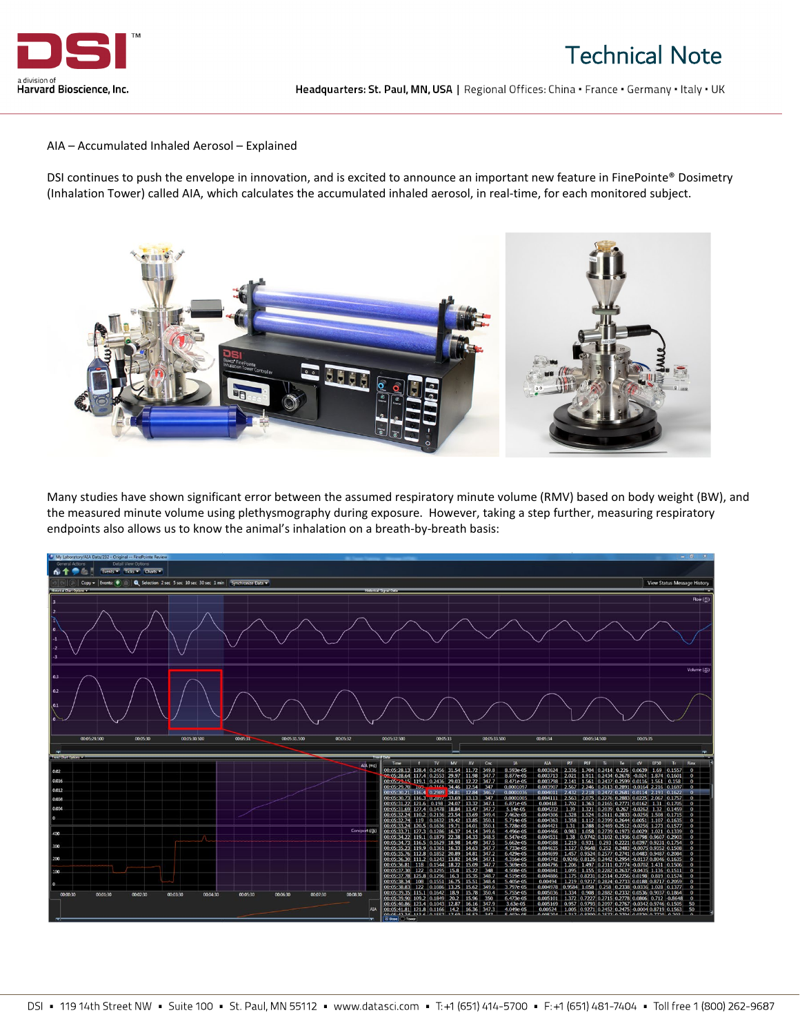# Technical Note

AIA – Accumulated Inhaled Aerosol – Explained

DSI continues to push the envelope in innovation, and is excited to announce an important new feature in FinePointe® Dosimetry (Inhalation Tower) called AIA, which calculates the accumulated inhaled aerosol, in real-time, for each monitored subject.

Many studies have shown significant error between the assumed respiratory minute volume (RMV) based on body weight (BW), and the measured minute volume using plethysmography during exposure. However, taking a step further, measuring respiratory endpoints also allows us to know the animal's inhalation on a breath-by-breath basis: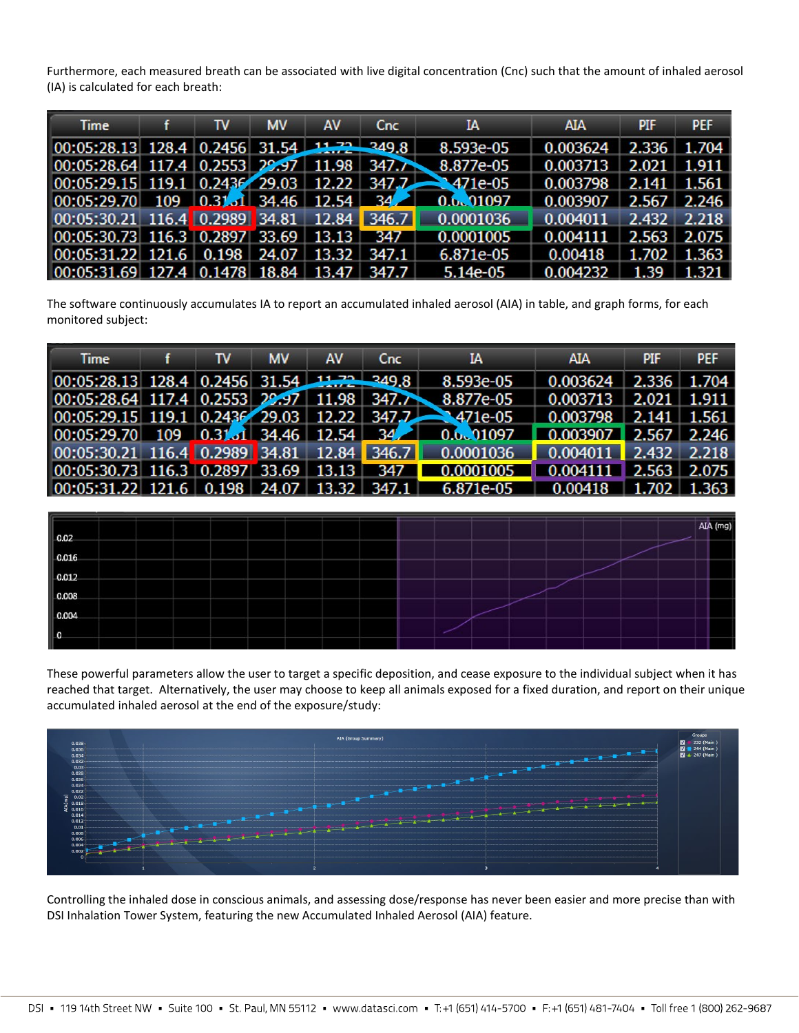Furthermore, each measured breath can be associated with live digital concentration (Cnc) such that the amount of inhaled aerosol (IA) is calculated for each breath:

| Time | f | TV | MV | AV | Cnc | IA | AIA | PIF | PEF |
|---|---|---|---|---|---|---|---|---|---|
| 00:05:28.13 | 128.4 | 0.2456 | 31.54 | 11.72 | 349.8 | 8.593e-05 | 0.003624 | 2.336 | 1.704 |
| 00:05:28.64 | 117.4 | 0.2553 | 29.97 | 11.98 | 347.7 | 8.877e-05 | 0.003713 | 2.021 | 1.911 |
| 00:05:29.15 | 119.1 | 0.2436 | 29.03 | 12.22 | 347.7 | 8.471e-05 | 0.003798 | 2.141 | 1.561 |
| 00:05:29.70 | 109 | 0.3161 | 34.46 | 12.54 | 347 | 0.0001097 | 0.003907 | 2.567 | 2.246 |
| 00:05:30.21 | 116.4 | 0.2989 | 34.81 | 12.84 | 346.7 | 0.0001036 | 0.004011 | 2.432 | 2.218 |
| 00:05:30.73 | 116.3 | 0.2897 | 33.69 | 13.13 | 347 | 0.0001005 | 0.004111 | 2.563 | 2.075 |
| 00:05:31.22 | 121.6 | 0.198 | 24.07 | 13.32 | 347.1 | 6.871e-05 | 0.00418 | 1.702 | 1.363 |
| 00:05:31.69 | 127.4 | 0.1478 | 18.84 | 13.47 | 347.7 | 5.14e-05 | 0.004232 | 1.39 | 1.321 |

The software continuously accumulates IA to report an accumulated inhaled aerosol (AIA) in table, and graph forms, for each monitored subject:

| Time | f | TV | MV | AV | Cnc | IA | AIA | PIF | PEF |
|---|---|---|---|---|---|---|---|---|---|
| 00:05:28.13 | 128.4 | 0.2456 | 31.54 | 11.72 | 349.8 | 8.593e-05 | 0.003624 | 2.336 | 1.704 |
| 00:05:28.64 | 117.4 | 0.2553 | 29.97 | 11.98 | 347.7 | 8.877e-05 | 0.003713 | 2.021 | 1.911 |
| 00:05:29.15 | 119.1 | 0.2436 | 29.03 | 12.22 | 347.7 | 8.471e-05 | 0.003798 | 2.141 | 1.561 |
| 00:05:29.70 | 109 | 0.3161 | 34.46 | 12.54 | 347 | 0.0001097 | 0.003907 | 2.567 | 2.246 |
| 00:05:30.21 | 116.4 | 0.2989 | 34.81 | 12.84 | 346.7 | 0.0001036 | 0.004011 | 2.432 | 2.218 |
| 00:05:30.73 | 116.3 | 0.2897 | 33.69 | 13.13 | 347 | 0.0001005 | 0.004111 | 2.563 | 2.075 |
| 00:05:31.22 | 121.6 | 0.198 | 24.07 | 13.32 | 347.1 | 6.871e-05 | 0.00418 | 1.702 | 1.363 |

AIA (mg)

0.02
0.016
0.012
0.008
0.004
0

These powerful parameters allow the user to target a specific deposition, and cease exposure to the individual subject when it has reached that target. Alternatively, the user may choose to keep all animals exposed for a fixed duration, and report on their unique accumulated inhaled aerosol at the end of the exposure/study:

AIA (Group Summary)

AIA (mg)

Groups
232 (Main)
244 (Main)
247 (Main)

1
2
3
4

Controlling the inhaled dose in conscious animals, and assessing dose/response has never been easier and more precise than with DSI Inhalation Tower System, featuring the new Accumulated Inhaled Aerosol (AIA) feature.